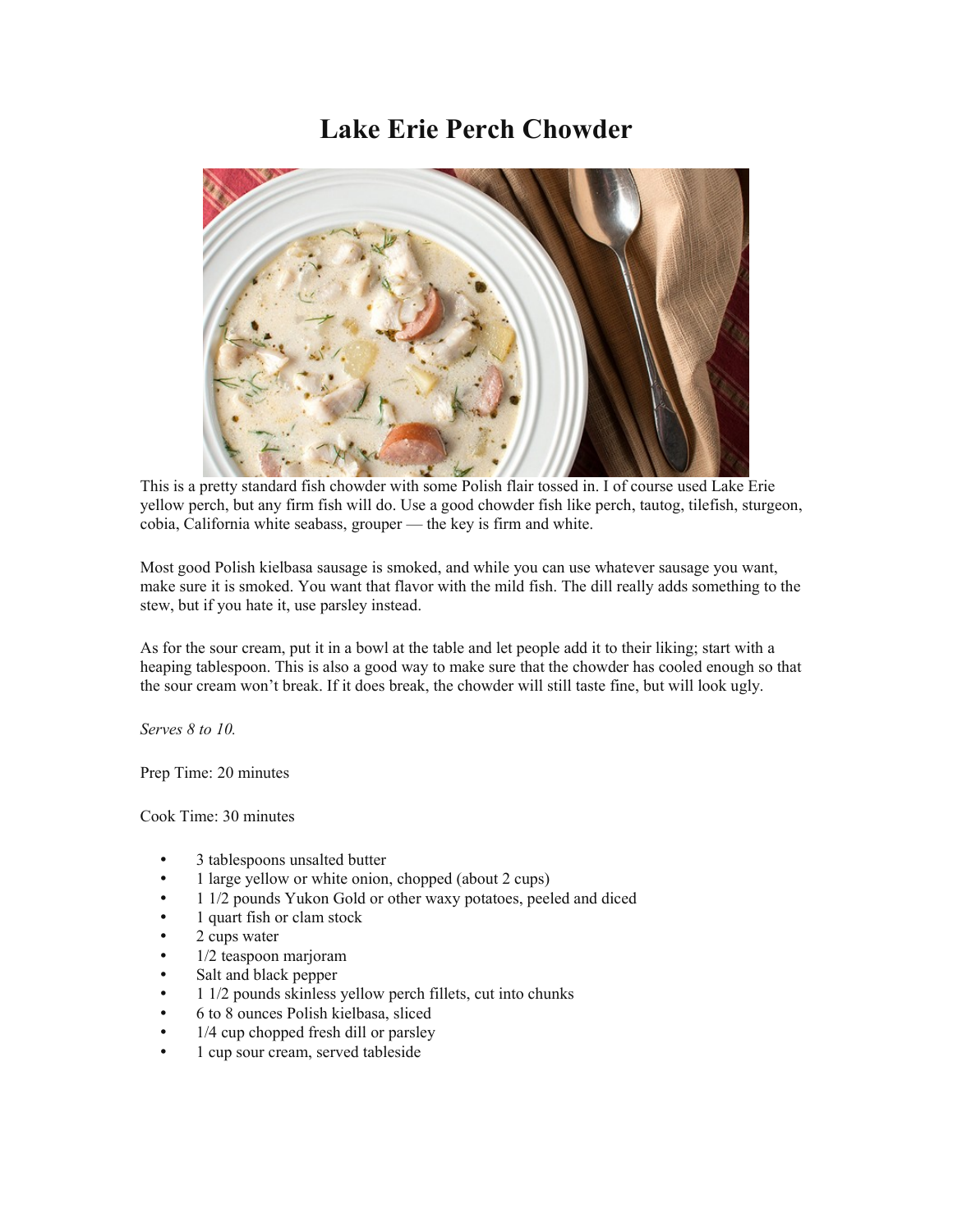# Lake Erie Perch Chowder

This is a pretty standard fish chowder with some Polish flair tossed in. I of course used Lake Erie yellow perch, but any firm fish will do. Use a good chowder fish like perch, tautog, tilefish, sturgeon, cobia, California white seabass, grouper — the key is firm and white.

Most good Polish kielbasa sausage is smoked, and while you can use whatever sausage you want, make sure it is smoked. You want that flavor with the mild fish. The dill really adds something to the stew, but if you hate it, use parsley instead.

As for the sour cream, put it in a bowl at the table and let people add it to their liking; start with a heaping tablespoon. This is also a good way to make sure that the chowder has cooled enough so that the sour cream won't break. If it does break, the chowder will still taste fine, but will look ugly.

*Serves 8 to 10.*

Prep Time: 20 minutes

Cook Time: 30 minutes

- 3 tablespoons unsalted butter
- 1 large yellow or white onion, chopped (about 2 cups)
- 1 1/2 pounds Yukon Gold or other waxy potatoes, peeled and diced
- 1 quart fish or clam stock
- 2 cups water
- 1/2 teaspoon marjoram
- Salt and black pepper
- 1 1/2 pounds skinless yellow perch fillets, cut into chunks
- 6 to 8 ounces Polish kielbasa, sliced
- 1/4 cup chopped fresh dill or parsley
- 1 cup sour cream, served tableside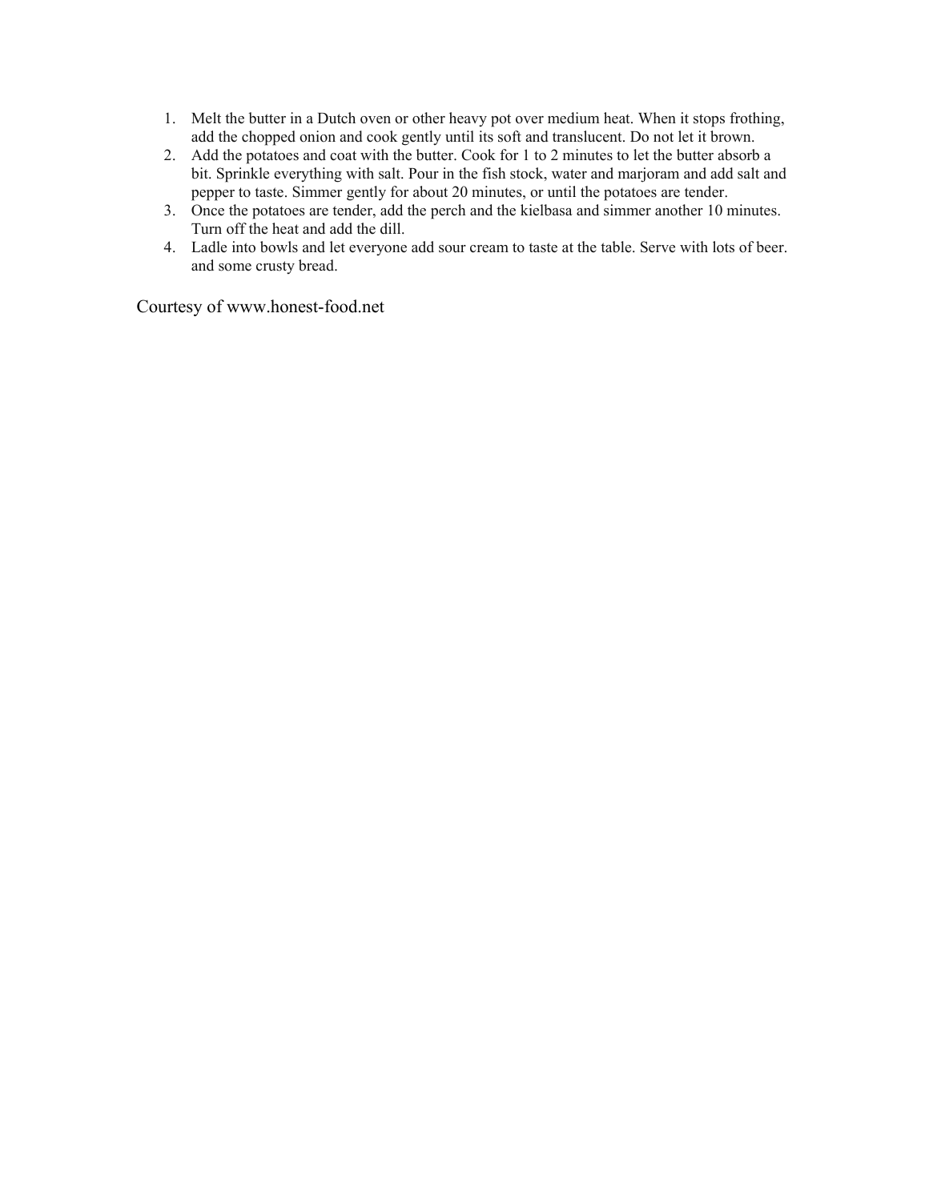1. Melt the butter in a Dutch oven or other heavy pot over medium heat. When it stops frothing, add the chopped onion and cook gently until its soft and translucent. Do not let it brown.
2. Add the potatoes and coat with the butter. Cook for 1 to 2 minutes to let the butter absorb a bit. Sprinkle everything with salt. Pour in the fish stock, water and marjoram and add salt and pepper to taste. Simmer gently for about 20 minutes, or until the potatoes are tender.
3. Once the potatoes are tender, add the perch and the kielbasa and simmer another 10 minutes. Turn off the heat and add the dill.
4. Ladle into bowls and let everyone add sour cream to taste at the table. Serve with lots of beer. and some crusty bread.

Courtesy of www.honest-food.net